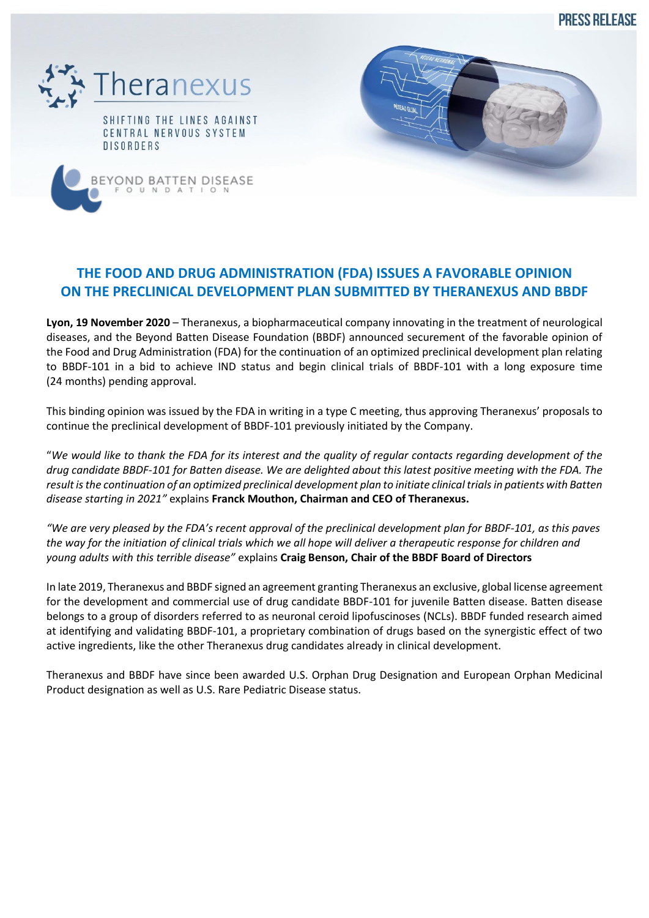PRESS RELEASE

Theranexus

SHIFTING THE LINES AGAINST CENTRAL NERVOUS SYSTEM DISORDERS

BEYOND BATTEN DISEASE FOUNDATION

# THE FOOD AND DRUG ADMINISTRATION (FDA) ISSUES A FAVORABLE OPINION ON THE PRECLINICAL DEVELOPMENT PLAN SUBMITTED BY THERANEXUS AND BBDF

**Lyon, 19 November 2020** – Theranexus, a biopharmaceutical company innovating in the treatment of neurological diseases, and the Beyond Batten Disease Foundation (BBDF) announced securement of the favorable opinion of the Food and Drug Administration (FDA) for the continuation of an optimized preclinical development plan relating to BBDF-101 in a bid to achieve IND status and begin clinical trials of BBDF-101 with a long exposure time (24 months) pending approval.

This binding opinion was issued by the FDA in writing in a type C meeting, thus approving Theranexus' proposals to continue the preclinical development of BBDF-101 previously initiated by the Company.

"*We would like to thank the FDA for its interest and the quality of regular contacts regarding development of the drug candidate BBDF-101 for Batten disease. We are delighted about this latest positive meeting with the FDA. The result is the continuation of an optimized preclinical development plan to initiate clinical trials in patients with Batten disease starting in 2021"* explains **Franck Mouthon, Chairman and CEO of Theranexus.**

*"We are very pleased by the FDA's recent approval of the preclinical development plan for BBDF-101, as this paves the way for the initiation of clinical trials which we all hope will deliver a therapeutic response for children and young adults with this terrible disease"* explains **Craig Benson, Chair of the BBDF Board of Directors**

In late 2019, Theranexus and BBDF signed an agreement granting Theranexus an exclusive, global license agreement for the development and commercial use of drug candidate BBDF-101 for juvenile Batten disease. Batten disease belongs to a group of disorders referred to as neuronal ceroid lipofuscinoses (NCLs). BBDF funded research aimed at identifying and validating BBDF-101, a proprietary combination of drugs based on the synergistic effect of two active ingredients, like the other Theranexus drug candidates already in clinical development.

Theranexus and BBDF have since been awarded U.S. Orphan Drug Designation and European Orphan Medicinal Product designation as well as U.S. Rare Pediatric Disease status.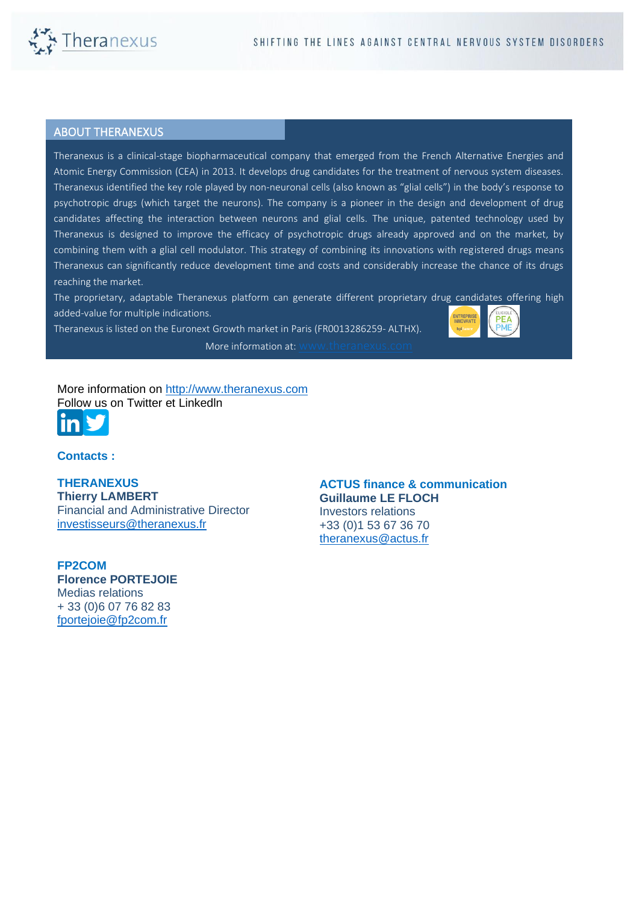## ABOUT THERANEXUS

Theranexus is a clinical-stage biopharmaceutical company that emerged from the French Alternative Energies and Atomic Energy Commission (CEA) in 2013. It develops drug candidates for the treatment of nervous system diseases. Theranexus identified the key role played by non-neuronal cells (also known as "glial cells") in the body's response to psychotropic drugs (which target the neurons). The company is a pioneer in the design and development of drug candidates affecting the interaction between neurons and glial cells. The unique, patented technology used by Theranexus is designed to improve the efficacy of psychotropic drugs already approved and on the market, by combining them with a glial cell modulator. This strategy of combining its innovations with registered drugs means Theranexus can significantly reduce development time and costs and considerably increase the chance of its drugs reaching the market.

The proprietary, adaptable Theranexus platform can generate different proprietary drug candidates offering high added-value for multiple indications.

Theranexus is listed on the Euronext Growth market in Paris (FR0013286259- ALTHX).

More information at: www.theranexus.com

More information on http://www.theranexus.com
Follow us on Twitter et Linkedln

**Contacts :**

**THERANEXUS**
**Thierry LAMBERT**
Financial and Administrative Director
investisseurs@theranexus.fr

**ACTUS finance & communication**
**Guillaume LE FLOCH**
Investors relations
+33 (0)1 53 67 36 70
theranexus@actus.fr

**FP2COM**
**Florence PORTEJOIE**
Medias relations
+ 33 (0)6 07 76 82 83
fportejoie@fp2com.fr